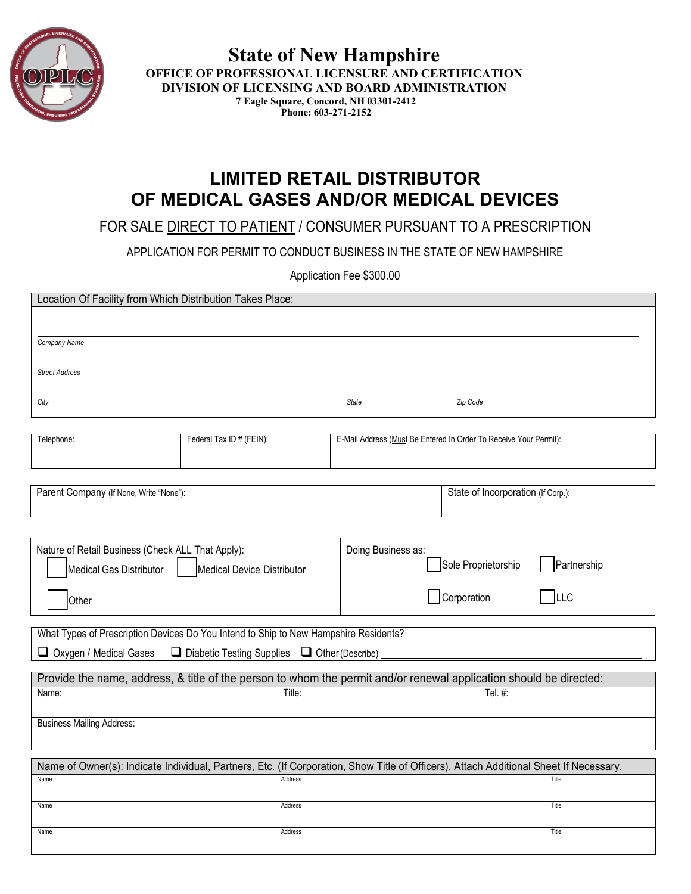# State of New Hampshire

**OFFICE OF PROFESSIONAL LICENSURE AND CERTIFICATION**
**DIVISION OF LICENSING AND BOARD ADMINISTRATION**
**7 Eagle Square, Concord, NH 03301-2412**
**Phone: 603-271-2152**

## LIMITED RETAIL DISTRIBUTOR OF MEDICAL GASES AND/OR MEDICAL DEVICES

FOR SALE DIRECT TO PATIENT / CONSUMER PURSUANT TO A PRESCRIPTION

APPLICATION FOR PERMIT TO CONDUCT BUSINESS IN THE STATE OF NEW HAMPSHIRE

Application Fee $300.00

**Location Of Facility from Which Distribution Takes Place:**

Company Name: ______________________________

Street Address: ______________________________

City: ____________ State: ____________ Zip Code: ____________

| Telephone: | Federal Tax ID # (FEIN): | E-Mail Address (Must Be Entered In Order To Receive Your Permit): |
|---|---|---|
| | | |

| Parent Company (If None, Write "None"): | State of Incorporation (If Corp.): |
|---|---|
| | |

**Nature of Retail Business (Check ALL That Apply):**

- ☐ Medical Gas Distributor
- ☐ Medical Device Distributor
- ☐ Other ______________________________

**Doing Business as:**

- ☐ Sole Proprietorship
- ☐ Partnership
- ☐ Corporation
- ☐ LLC

**What Types of Prescription Devices Do You Intend to Ship to New Hampshire Residents?**

- ☐ Oxygen / Medical Gases
- ☐ Diabetic Testing Supplies
- ☐ Other (Describe) ______________________________

**Provide the name, address, & title of the person to whom the permit and/or renewal application should be directed:**

| Name: | Title: | Tel. #: |
|---|---|---|
| | | |

Business Mailing Address: ______________________________

**Name of Owner(s): Indicate Individual, Partners, Etc. (If Corporation, Show Title of Officers). Attach Additional Sheet If Necessary.**

| Name | Address | Title |
|---|---|---|
| | | |
| | | |
| | | |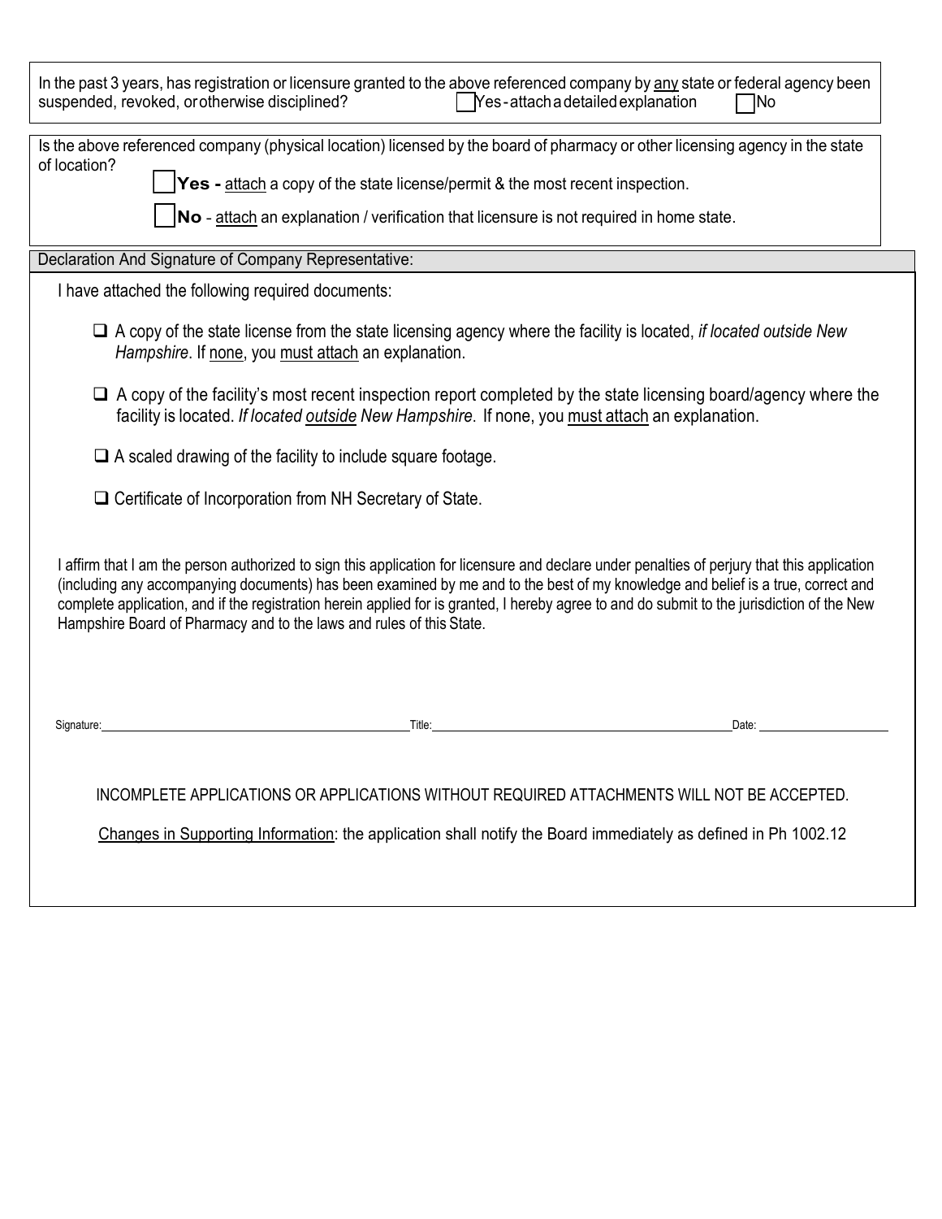In the past 3 years, has registration or licensure granted to the above referenced company by <u>any</u> state or federal agency been suspended, revoked, or otherwise disciplined? ☐ Yes - attach a detailed explanation ☐ No

Is the above referenced company (physical location) licensed by the board of pharmacy or other licensing agency in the state of location?

☐ **Yes -** <u>attach</u> a copy of the state license/permit & the most recent inspection.

☐ **No** - <u>attach</u> an explanation / verification that licensure is not required in home state.

## Declaration And Signature of Company Representative:

I have attached the following required documents:

- ☐ A copy of the state license from the state licensing agency where the facility is located, *if located outside New Hampshire*. If <u>none</u>, you <u>must attach</u> an explanation.
- ☐ A copy of the facility's most recent inspection report completed by the state licensing board/agency where the facility is located. *If located <u>outside</u> New Hampshire*. If none, you <u>must attach</u> an explanation.
- ☐ A scaled drawing of the facility to include square footage.
- ☐ Certificate of Incorporation from NH Secretary of State.

I affirm that I am the person authorized to sign this application for licensure and declare under penalties of perjury that this application (including any accompanying documents) has been examined by me and to the best of my knowledge and belief is a true, correct and complete application, and if the registration herein applied for is granted, I hereby agree to and do submit to the jurisdiction of the New Hampshire Board of Pharmacy and to the laws and rules of this State.

Signature:\_\_\_\_\_\_\_\_\_\_\_\_\_\_\_\_\_\_\_\_\_\_\_\_\_\_\_\_ Title:\_\_\_\_\_\_\_\_\_\_\_\_\_\_\_\_\_\_\_\_\_\_\_\_\_\_\_\_ Date: \_\_\_\_\_\_\_\_\_\_\_\_\_\_

INCOMPLETE APPLICATIONS OR APPLICATIONS WITHOUT REQUIRED ATTACHMENTS WILL NOT BE ACCEPTED.

<u>Changes in Supporting Information</u>: the application shall notify the Board immediately as defined in Ph 1002.12